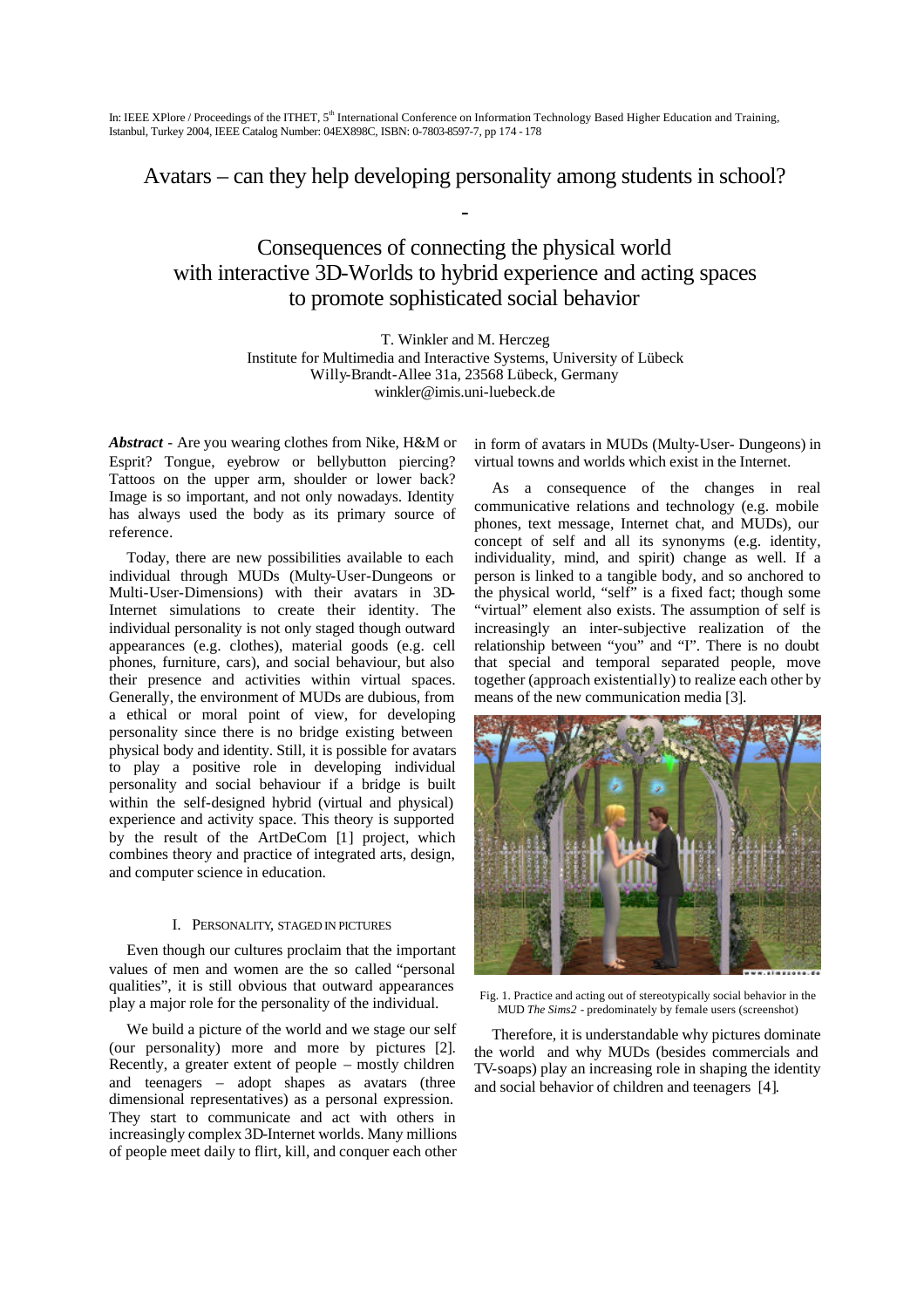In: IEEE XPlore / Proceedings of the ITHET, 5th International Conference on Information Technology Based Higher Education and Training, Istanbul, Turkey 2004, IEEE Catalog Number: 04EX898C, ISBN: 0-7803-8597-7, pp 174 - 178

# Avatars – can they help developing personality among students in school? - Consequences of connecting the physical world with interactive 3D-Worlds to hybrid experience and acting spaces to promote sophisticated social behavior

T. Winkler and M. Herczeg
Institute for Multimedia and Interactive Systems, University of Lübeck
Willy-Brandt-Allee 31a, 23568 Lübeck, Germany
winkler@imis.uni-luebeck.de

***Abstract*** - Are you wearing clothes from Nike, H&M or Esprit? Tongue, eyebrow or bellybutton piercing? Tattoos on the upper arm, shoulder or lower back? Image is so important, and not only nowadays. Identity has always used the body as its primary source of reference.

Today, there are new possibilities available to each individual through MUDs (Multy-User-Dungeons or Multi-User-Dimensions) with their avatars in 3D-Internet simulations to create their identity. The individual personality is not only staged though outward appearances (e.g. clothes), material goods (e.g. cell phones, furniture, cars), and social behaviour, but also their presence and activities within virtual spaces. Generally, the environment of MUDs are dubious, from a ethical or moral point of view, for developing personality since there is no bridge existing between physical body and identity. Still, it is possible for avatars to play a positive role in developing individual personality and social behaviour if a bridge is built within the self-designed hybrid (virtual and physical) experience and activity space. This theory is supported by the result of the ArtDeCom [1] project, which combines theory and practice of integrated arts, design, and computer science in education.

## I. Personality, staged in pictures

Even though our cultures proclaim that the important values of men and women are the so called "personal qualities", it is still obvious that outward appearances play a major role for the personality of the individual.

We build a picture of the world and we stage our self (our personality) more and more by pictures [2]. Recently, a greater extent of people – mostly children and teenagers – adopt shapes as avatars (three dimensional representatives) as a personal expression. They start to communicate and act with others in increasingly complex 3D-Internet worlds. Many millions of people meet daily to flirt, kill, and conquer each other in form of avatars in MUDs (Multy-User- Dungeons) in virtual towns and worlds which exist in the Internet.

As a consequence of the changes in real communicative relations and technology (e.g. mobile phones, text message, Internet chat, and MUDs), our concept of self and all its synonyms (e.g. identity, individuality, mind, and spirit) change as well. If a person is linked to a tangible body, and so anchored to the physical world, "self" is a fixed fact; though some "virtual" element also exists. The assumption of self is increasingly an inter-subjective realization of the relationship between "you" and "I". There is no doubt that special and temporal separated people, move together (approach existentially) to realize each other by means of the new communication media [3].

Fig. 1. Practice and acting out of stereotypically social behavior in the MUD *The Sims2* - predominately by female users (screenshot)

Therefore, it is understandable why pictures dominate the world and why MUDs (besides commercials and TV-soaps) play an increasing role in shaping the identity and social behavior of children and teenagers [4].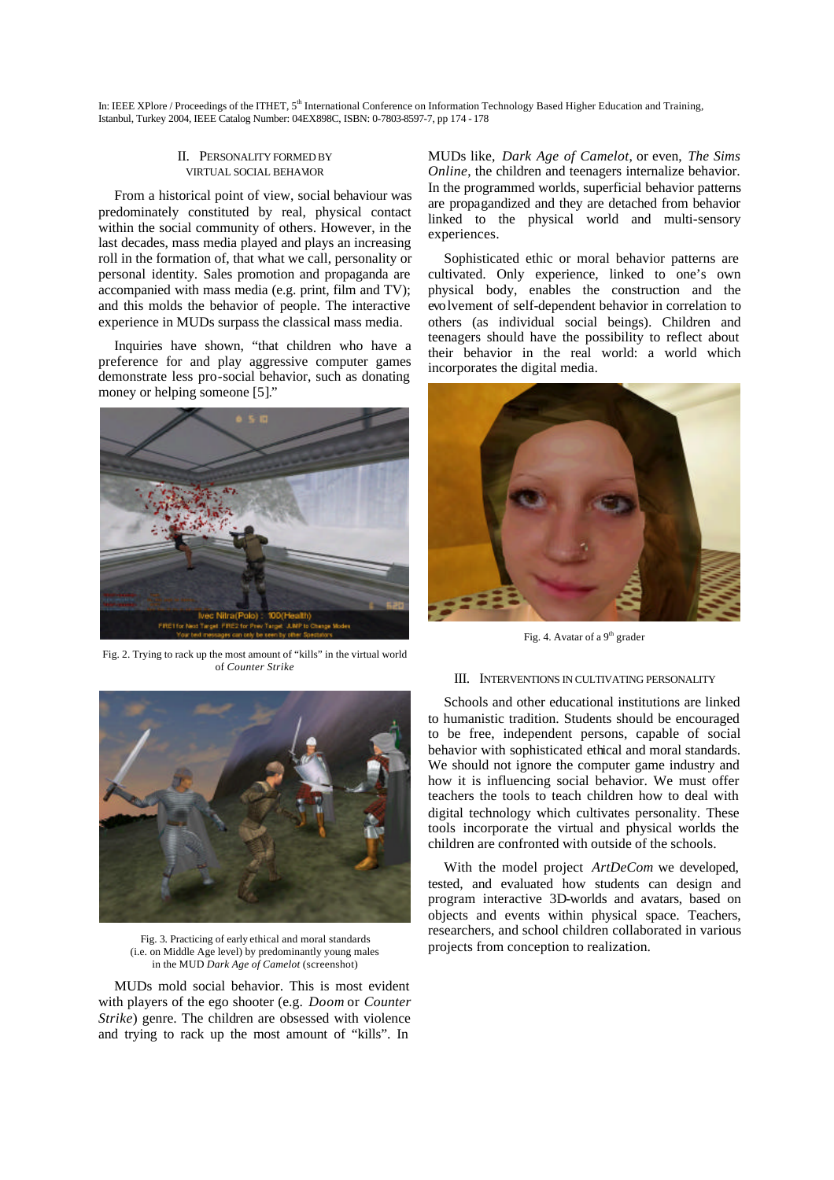## II. PERSONALITY FORMED BY VIRTUAL SOCIAL BEHAVIOR

From a historical point of view, social behaviour was predominately constituted by real, physical contact within the social community of others. However, in the last decades, mass media played and plays an increasing roll in the formation of, that what we call, personality or personal identity. Sales promotion and propaganda are accompanied with mass media (e.g. print, film and TV); and this molds the behavior of people. The interactive experience in MUDs surpass the classical mass media.

Inquiries have shown, "that children who have a preference for and play aggressive computer games demonstrate less pro-social behavior, such as donating money or helping someone [5]."

Fig. 2. Trying to rack up the most amount of "kills" in the virtual world of *Counter Strike*

Fig. 3. Practicing of early ethical and moral standards (i.e. on Middle Age level) by predominantly young males in the MUD *Dark Age of Camelot* (screenshot)

MUDs mold social behavior. This is most evident with players of the ego shooter (e.g. *Doom* or *Counter Strike*) genre. The children are obsessed with violence and trying to rack up the most amount of "kills". In MUDs like, *Dark Age of Camelot*, or even, *The Sims Online*, the children and teenagers internalize behavior. In the programmed worlds, superficial behavior patterns are propagandized and they are detached from behavior linked to the physical world and multi-sensory experiences.

Sophisticated ethic or moral behavior patterns are cultivated. Only experience, linked to one's own physical body, enables the construction and the evolvement of self-dependent behavior in correlation to others (as individual social beings). Children and teenagers should have the possibility to reflect about their behavior in the real world: a world which incorporates the digital media.

Fig. 4. Avatar of a 9th grader

## III. INTERVENTIONS IN CULTIVATING PERSONALITY

Schools and other educational institutions are linked to humanistic tradition. Students should be encouraged to be free, independent persons, capable of social behavior with sophisticated ethical and moral standards. We should not ignore the computer game industry and how it is influencing social behavior. We must offer teachers the tools to teach children how to deal with digital technology which cultivates personality. These tools incorporate the virtual and physical worlds the children are confronted with outside of the schools.

With the model project *ArtDeCom* we developed, tested, and evaluated how students can design and program interactive 3D-worlds and avatars, based on objects and events within physical space. Teachers, researchers, and school children collaborated in various projects from conception to realization.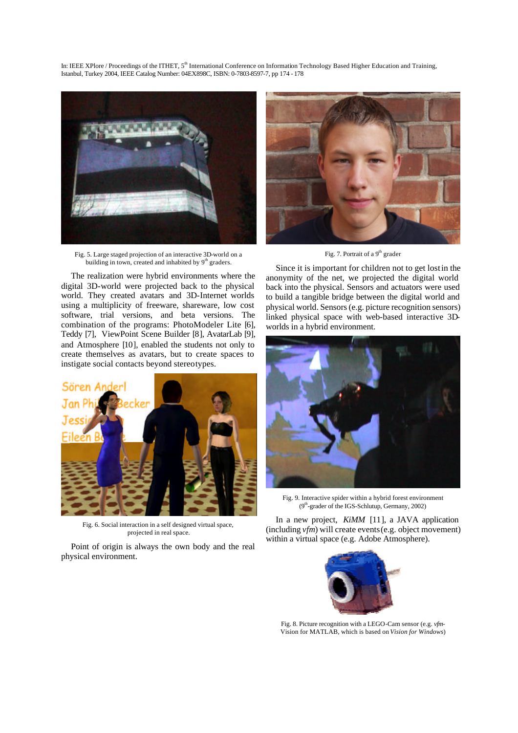Fig. 5. Large staged projection of an interactive 3D-world on a building in town, created and inhabited by 9th graders.

The realization were hybrid environments where the digital 3D-world were projected back to the physical world. They created avatars and 3D-Internet worlds using a multiplicity of freeware, shareware, low cost software, trial versions, and beta versions. The combination of the programs: PhotoModeler Lite [6], Teddy [7], ViewPoint Scene Builder [8], AvatarLab [9], and Atmosphere [10], enabled the students not only to create themselves as avatars, but to create spaces to instigate social contacts beyond stereotypes.

Fig. 6. Social interaction in a self designed virtual space, projected in real space.

Point of origin is always the own body and the real physical environment.

Fig. 7. Portrait of a 9th grader

Since it is important for children not to get lost in the anonymity of the net, we projected the digital world back into the physical. Sensors and actuators were used to build a tangible bridge between the digital world and physical world. Sensors (e.g. picture recognition sensors) linked physical space with web-based interactive 3D-worlds in a hybrid environment.

Fig. 9. Interactive spider within a hybrid forest environment (9th-grader of the IGS-Schlutup, Germany, 2002)

In a new project, *KiMM* [11], a JAVA application (including *vfm*) will create events (e.g. object movement) within a virtual space (e.g. Adobe Atmosphere).

Fig. 8. Picture recognition with a LEGO-Cam sensor (e.g. *vfm*-Vision for MATLAB, which is based on *Vision for Windows*)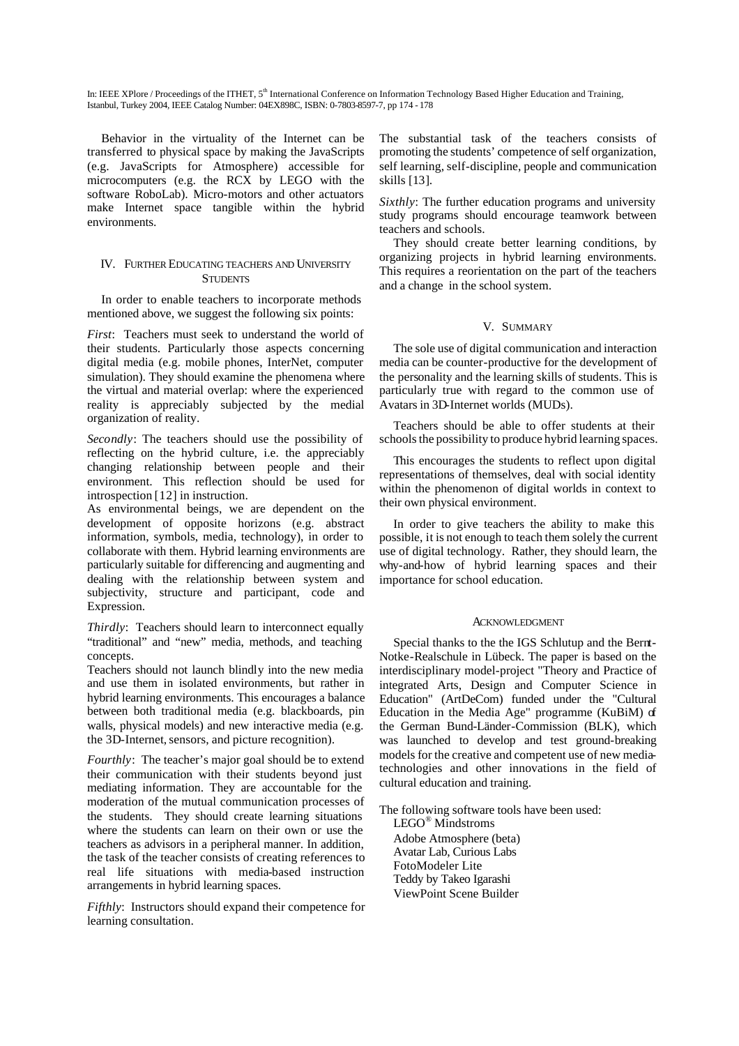Behavior in the virtuality of the Internet can be transferred to physical space by making the JavaScripts (e.g. JavaScripts for Atmosphere) accessible for microcomputers (e.g. the RCX by LEGO with the software RoboLab). Micro-motors and other actuators make Internet space tangible within the hybrid environments.

## IV. Further Educating Teachers and University Students

In order to enable teachers to incorporate methods mentioned above, we suggest the following six points:

*First*: Teachers must seek to understand the world of their students. Particularly those aspects concerning digital media (e.g. mobile phones, InterNet, computer simulation). They should examine the phenomena where the virtual and material overlap: where the experienced reality is appreciably subjected by the medial organization of reality.

*Secondly*: The teachers should use the possibility of reflecting on the hybrid culture, i.e. the appreciably changing relationship between people and their environment. This reflection should be used for introspection [12] in instruction.

As environmental beings, we are dependent on the development of opposite horizons (e.g. abstract information, symbols, media, technology), in order to collaborate with them. Hybrid learning environments are particularly suitable for differencing and augmenting and dealing with the relationship between system and subjectivity, structure and participant, code and Expression.

*Thirdly*: Teachers should learn to interconnect equally "traditional" and "new" media, methods, and teaching concepts.

Teachers should not launch blindly into the new media and use them in isolated environments, but rather in hybrid learning environments. This encourages a balance between both traditional media (e.g. blackboards, pin walls, physical models) and new interactive media (e.g. the 3D-Internet, sensors, and picture recognition).

*Fourthly*: The teacher's major goal should be to extend their communication with their students beyond just mediating information. They are accountable for the moderation of the mutual communication processes of the students. They should create learning situations where the students can learn on their own or use the teachers as advisors in a peripheral manner. In addition, the task of the teacher consists of creating references to real life situations with media-based instruction arrangements in hybrid learning spaces.

*Fifthly*: Instructors should expand their competence for learning consultation.

The substantial task of the teachers consists of promoting the students' competence of self organization, self learning, self-discipline, people and communication skills [13].

*Sixthly*: The further education programs and university study programs should encourage teamwork between teachers and schools.

They should create better learning conditions, by organizing projects in hybrid learning environments. This requires a reorientation on the part of the teachers and a change in the school system.

## V. Summary

The sole use of digital communication and interaction media can be counter-productive for the development of the personality and the learning skills of students. This is particularly true with regard to the common use of Avatars in 3D-Internet worlds (MUDs).

Teachers should be able to offer students at their schools the possibility to produce hybrid learning spaces.

This encourages the students to reflect upon digital representations of themselves, deal with social identity within the phenomenon of digital worlds in context to their own physical environment.

In order to give teachers the ability to make this possible, it is not enough to teach them solely the current use of digital technology. Rather, they should learn, the why-and-how of hybrid learning spaces and their importance for school education.

## Acknowledgment

Special thanks to the the IGS Schlutup and the Bernt-Notke-Realschule in Lübeck. The paper is based on the interdisciplinary model-project "Theory and Practice of integrated Arts, Design and Computer Science in Education" (ArtDeCom) funded under the "Cultural Education in the Media Age" programme (KuBiM) of the German Bund-Länder-Commission (BLK), which was launched to develop and test ground-breaking models for the creative and competent use of new media-technologies and other innovations in the field of cultural education and training.

The following software tools have been used:

LEGO® Mindstroms
Adobe Atmosphere (beta)
Avatar Lab, Curious Labs
FotoModeler Lite
Teddy by Takeo Igarashi
ViewPoint Scene Builder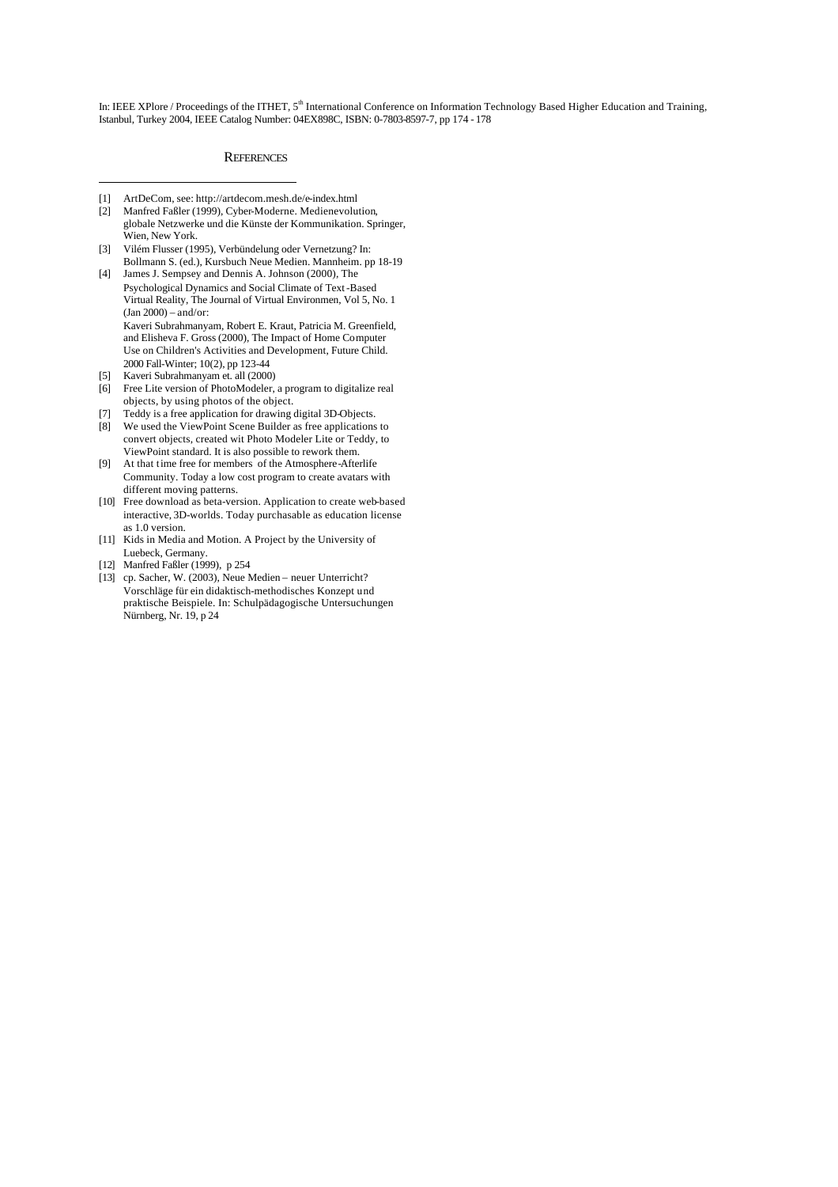In: IEEE XPlore / Proceedings of the ITHET, 5th International Conference on Information Technology Based Higher Education and Training, Istanbul, Turkey 2004, IEEE Catalog Number: 04EX898C, ISBN: 0-7803-8597-7, pp 174 - 178

## REFERENCES

[1] ArtDeCom, see: http://artdecom.mesh.de/e-index.html

[2] Manfred Faßler (1999), Cyber-Moderne. Medienevolution, globale Netzwerke und die Künste der Kommunikation. Springer, Wien, New York.

[3] Vilém Flusser (1995), Verbündelung oder Vernetzung? In: Bollmann S. (ed.), Kursbuch Neue Medien. Mannheim. pp 18-19

[4] James J. Sempsey and Dennis A. Johnson (2000), The Psychological Dynamics and Social Climate of Text-Based Virtual Reality, The Journal of Virtual Environmen, Vol 5, No. 1 (Jan 2000) – and/or:
Kaveri Subrahmanyam, Robert E. Kraut, Patricia M. Greenfield, and Elisheva F. Gross (2000), The Impact of Home Computer Use on Children's Activities and Development, Future Child. 2000 Fall-Winter; 10(2), pp 123-44

[5] Kaveri Subrahmanyam et. all (2000)

[6] Free Lite version of PhotoModeler, a program to digitalize real objects, by using photos of the object.

[7] Teddy is a free application for drawing digital 3D-Objects.

[8] We used the ViewPoint Scene Builder as free applications to convert objects, created wit Photo Modeler Lite or Teddy, to ViewPoint standard. It is also possible to rework them.

[9] At that time free for members of the Atmosphere-Afterlife Community. Today a low cost program to create avatars with different moving patterns.

[10] Free download as beta-version. Application to create web-based interactive, 3D-worlds. Today purchasable as education license as 1.0 version.

[11] Kids in Media and Motion. A Project by the University of Luebeck, Germany.

[12] Manfred Faßler (1999), p 254

[13] cp. Sacher, W. (2003), Neue Medien – neuer Unterricht? Vorschläge für ein didaktisch-methodisches Konzept und praktische Beispiele. In: Schulpädagogische Untersuchungen Nürnberg, Nr. 19, p 24